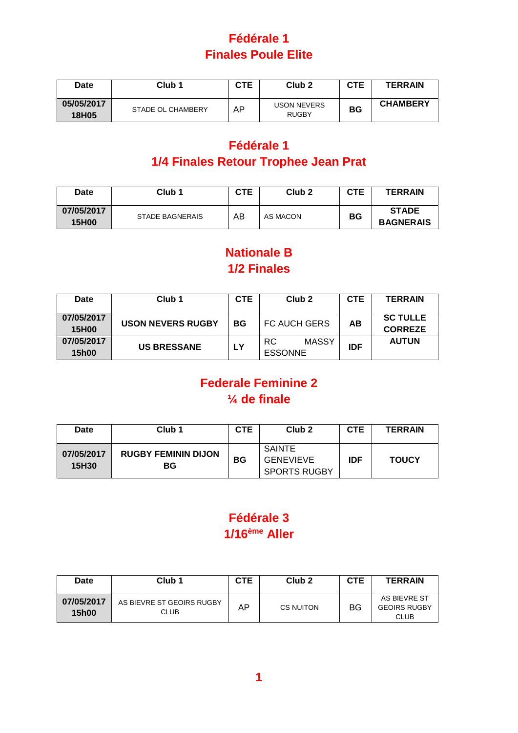# Fédérale 1
## Finales Poule Elite

| Date | Club 1 | CTE | Club 2 | CTE | TERRAIN |
|---|---|---|---|---|---|
| 05/05/2017 18H05 | STADE OL CHAMBERY | AP | USON NEVERS RUGBY | BG | CHAMBERY |

# Fédérale 1
## 1/4 Finales Retour Trophee Jean Prat

| Date | Club 1 | CTE | Club 2 | CTE | TERRAIN |
|---|---|---|---|---|---|
| 07/05/2017 15H00 | STADE BAGNERAIS | AB | AS MACON | BG | STADE BAGNERAIS |

# Nationale B
## 1/2 Finales

| Date | Club 1 | CTE | Club 2 | CTE | TERRAIN |
|---|---|---|---|---|---|
| 07/05/2017 15H00 | **USON NEVERS RUGBY** | **BG** | FC AUCH GERS | **AB** | **SC TULLE CORREZE** |
| 07/05/2017 15h00 | **US BRESSANE** | **LY** | RC MASSY ESSONNE | **IDF** | **AUTUN** |

# Federale Feminine 2
## ¼ de finale

| Date | Club 1 | CTE | Club 2 | CTE | TERRAIN |
|---|---|---|---|---|---|
| 07/05/2017 15H30 | **RUGBY FEMININ DIJON BG** | **BG** | SAINTE GENEVIEVE SPORTS RUGBY | **IDF** | **TOUCY** |

# Fédérale 3
## 1/16ème Aller

| Date | Club 1 | CTE | Club 2 | CTE | TERRAIN |
|---|---|---|---|---|---|
| 07/05/2017 15h00 | AS BIEVRE ST GEOIRS RUGBY CLUB | AP | CS NUITON | BG | AS BIEVRE ST GEOIRS RUGBY CLUB |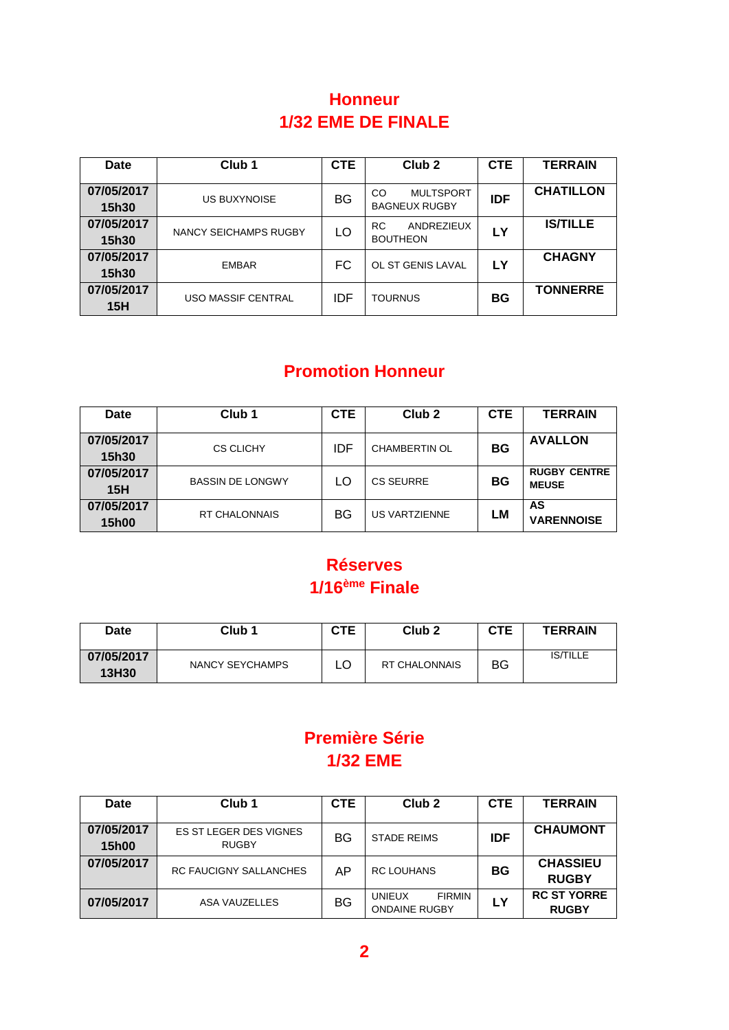## Honneur
## 1/32 EME DE FINALE

| Date | Club 1 | CTE | Club 2 | CTE | TERRAIN |
|---|---|---|---|---|---|
| 07/05/2017 15h30 | US BUXYNOISE | BG | CO MULTSPORT BAGNEUX RUGBY | IDF | CHATILLON |
| 07/05/2017 15h30 | NANCY SEICHAMPS RUGBY | LO | RC ANDREZIEUX BOUTHEON | LY | IS/TILLE |
| 07/05/2017 15h30 | EMBAR | FC | OL ST GENIS LAVAL | LY | CHAGNY |
| 07/05/2017 15H | USO MASSIF CENTRAL | IDF | TOURNUS | BG | TONNERRE |

## Promotion Honneur

| Date | Club 1 | CTE | Club 2 | CTE | TERRAIN |
|---|---|---|---|---|---|
| 07/05/2017 15h30 | CS CLICHY | IDF | CHAMBERTIN OL | BG | AVALLON |
| 07/05/2017 15H | BASSIN DE LONGWY | LO | CS SEURRE | BG | RUGBY CENTRE MEUSE |
| 07/05/2017 15h00 | RT CHALONNAIS | BG | US VARTZIENNE | LM | AS VARENNOISE |

## Réserves
## 1/16ème Finale

| Date | Club 1 | CTE | Club 2 | CTE | TERRAIN |
|---|---|---|---|---|---|
| 07/05/2017 13H30 | NANCY SEYCHAMPS | LO | RT CHALONNAIS | BG | IS/TILLE |

## Première Série
## 1/32 EME

| Date | Club 1 | CTE | Club 2 | CTE | TERRAIN |
|---|---|---|---|---|---|
| 07/05/2017 15h00 | ES ST LEGER DES VIGNES RUGBY | BG | STADE REIMS | IDF | CHAUMONT |
| 07/05/2017 | RC FAUCIGNY SALLANCHES | AP | RC LOUHANS | BG | CHASSIEU RUGBY |
| 07/05/2017 | ASA VAUZELLES | BG | UNIEUX FIRMIN ONDAINE RUGBY | LY | RC ST YORRE RUGBY |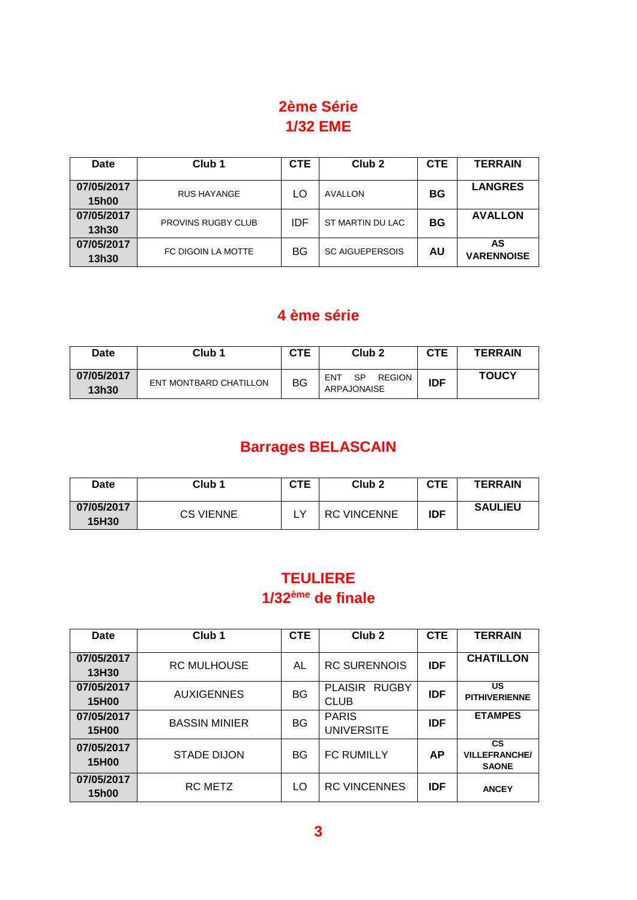## 2ème Série
## 1/32 EME

| Date | Club 1 | CTE | Club 2 | CTE | TERRAIN |
|---|---|---|---|---|---|
| 07/05/2017 15h00 | RUS HAYANGE | LO | AVALLON | BG | LANGRES |
| 07/05/2017 13h30 | PROVINS RUGBY CLUB | IDF | ST MARTIN DU LAC | BG | AVALLON |
| 07/05/2017 13h30 | FC DIGOIN LA MOTTE | BG | SC AIGUEPERSOIS | AU | AS VARENNOISE |

## 4 ème série

| Date | Club 1 | CTE | Club 2 | CTE | TERRAIN |
|---|---|---|---|---|---|
| 07/05/2017 13h30 | ENT MONTBARD CHATILLON | BG | ENT SP REGION ARPAJONAISE | IDF | TOUCY |

## Barrages BELASCAIN

| Date | Club 1 | CTE | Club 2 | CTE | TERRAIN |
|---|---|---|---|---|---|
| 07/05/2017 15H30 | CS VIENNE | LY | RC VINCENNE | IDF | SAULIEU |

## TEULIERE
## 1/32ème de finale

| Date | Club 1 | CTE | Club 2 | CTE | TERRAIN |
|---|---|---|---|---|---|
| 07/05/2017 13H30 | RC MULHOUSE | AL | RC SURENNOIS | IDF | CHATILLON |
| 07/05/2017 15H00 | AUXIGENNES | BG | PLAISIR RUGBY CLUB | IDF | US PITHIVERIENNE |
| 07/05/2017 15H00 | BASSIN MINIER | BG | PARIS UNIVERSITE | IDF | ETAMPES |
| 07/05/2017 15H00 | STADE DIJON | BG | FC RUMILLY | AP | CS VILLEFRANCHE/ SAONE |
| 07/05/2017 15h00 | RC METZ | LO | RC VINCENNES | IDF | ANCEY |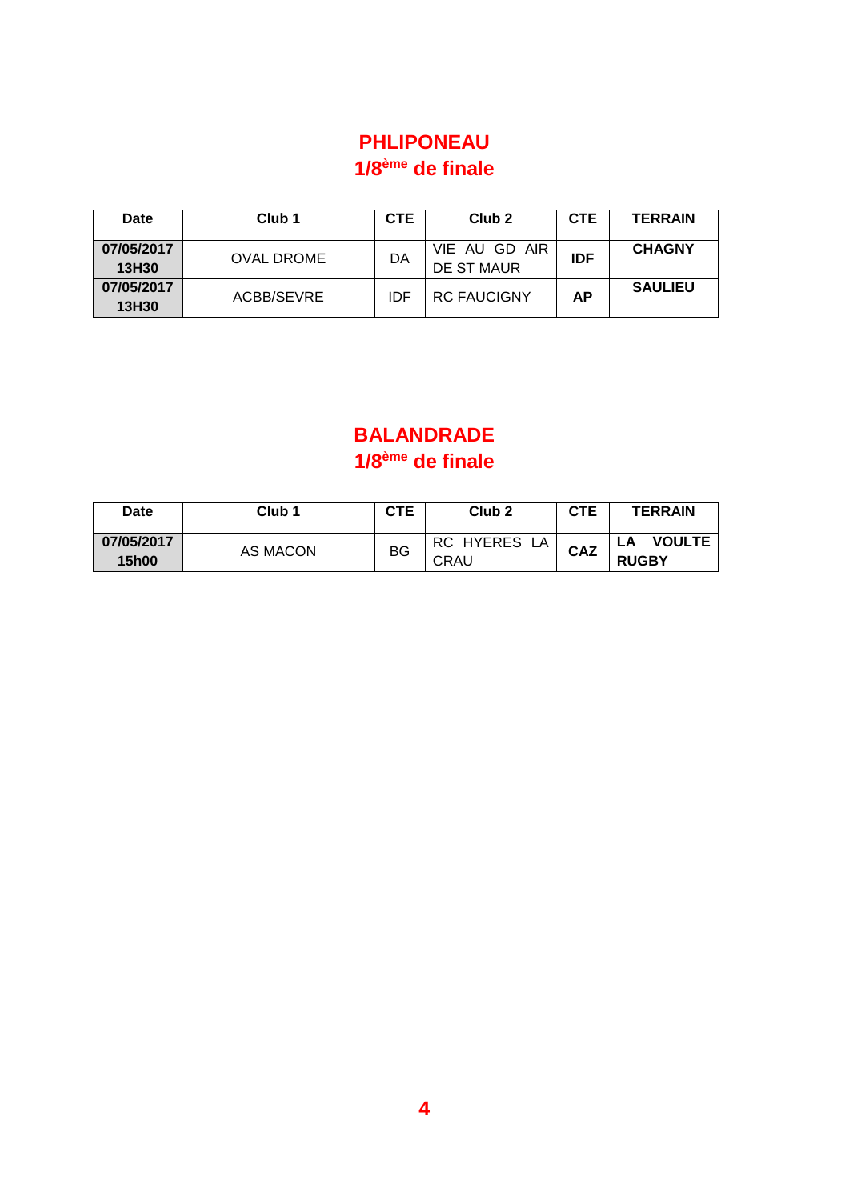## PHLIPONEAU
## 1/8ème de finale

| Date | Club 1 | CTE | Club 2 | CTE | TERRAIN |
|---|---|---|---|---|---|
| **07/05/2017 13H30** | OVAL DROME | DA | VIE AU GD AIR DE ST MAUR | **IDF** | **CHAGNY** |
| **07/05/2017 13H30** | ACBB/SEVRE | IDF | RC FAUCIGNY | **AP** | **SAULIEU** |

## BALANDRADE
## 1/8ème de finale

| Date | Club 1 | CTE | Club 2 | CTE | TERRAIN |
|---|---|---|---|---|---|
| **07/05/2017 15h00** | AS MACON | BG | RC HYERES LA CRAU | **CAZ** | **LA VOULTE RUGBY** |